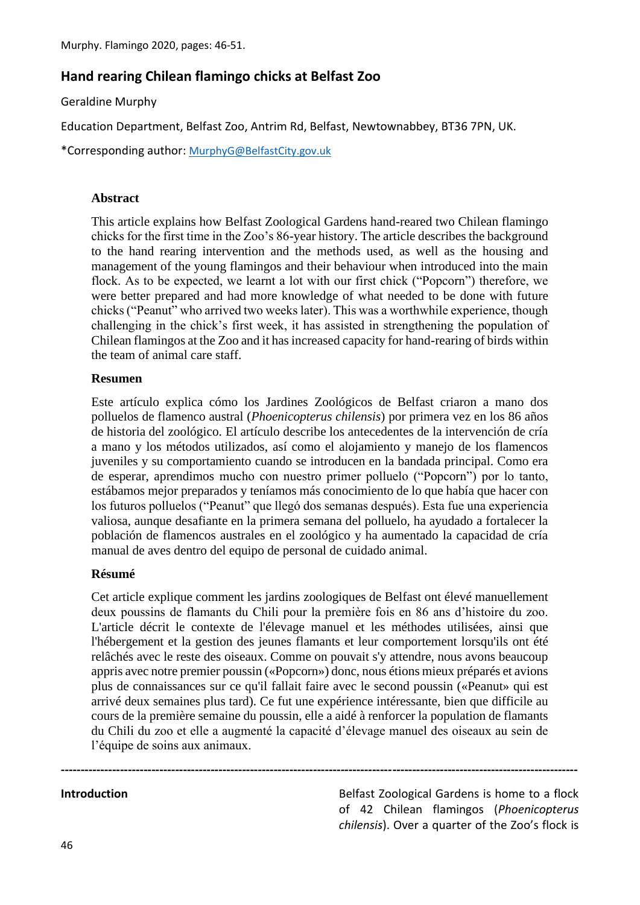# Hand rearing Chilean flamingo chicks at Belfast Zoo

Geraldine Murphy

Education Department, Belfast Zoo, Antrim Rd, Belfast, Newtownabbey, BT36 7PN, UK.

*Corresponding author: MurphyG@BelfastCity.gov.uk

### Abstract

This article explains how Belfast Zoological Gardens hand-reared two Chilean flamingo chicks for the first time in the Zoo's 86-year history. The article describes the background to the hand rearing intervention and the methods used, as well as the housing and management of the young flamingos and their behaviour when introduced into the main flock. As to be expected, we learnt a lot with our first chick ("Popcorn") therefore, we were better prepared and had more knowledge of what needed to be done with future chicks ("Peanut" who arrived two weeks later). This was a worthwhile experience, though challenging in the chick's first week, it has assisted in strengthening the population of Chilean flamingos at the Zoo and it has increased capacity for hand-rearing of birds within the team of animal care staff.

### Resumen

Este artículo explica cómo los Jardines Zoológicos de Belfast criaron a mano dos polluelos de flamenco austral (*Phoenicopterus chilensis*) por primera vez en los 86 años de historia del zoológico. El artículo describe los antecedentes de la intervención de cría a mano y los métodos utilizados, así como el alojamiento y manejo de los flamencos juveniles y su comportamiento cuando se introducen en la bandada principal. Como era de esperar, aprendimos mucho con nuestro primer polluelo ("Popcorn") por lo tanto, estábamos mejor preparados y teníamos más conocimiento de lo que había que hacer con los futuros polluelos ("Peanut" que llegó dos semanas después). Esta fue una experiencia valiosa, aunque desafiante en la primera semana del polluelo, ha ayudado a fortalecer la población de flamencos australes en el zoológico y ha aumentado la capacidad de cría manual de aves dentro del equipo de personal de cuidado animal.

### Résumé

Cet article explique comment les jardins zoologiques de Belfast ont élevé manuellement deux poussins de flamants du Chili pour la première fois en 86 ans d'histoire du zoo. L'article décrit le contexte de l'élevage manuel et les méthodes utilisées, ainsi que l'hébergement et la gestion des jeunes flamants et leur comportement lorsqu'ils ont été relâchés avec le reste des oiseaux. Comme on pouvait s'y attendre, nous avons beaucoup appris avec notre premier poussin («Popcorn») donc, nous étions mieux préparés et avions plus de connaissances sur ce qu'il fallait faire avec le second poussin («Peanut» qui est arrivé deux semaines plus tard). Ce fut une expérience intéressante, bien que difficile au cours de la première semaine du poussin, elle a aidé à renforcer la population de flamants du Chili du zoo et elle a augmenté la capacité d'élevage manuel des oiseaux au sein de l'équipe de soins aux animaux.

---

## Introduction

Belfast Zoological Gardens is home to a flock of 42 Chilean flamingos (*Phoenicopterus chilensis*). Over a quarter of the Zoo's flock is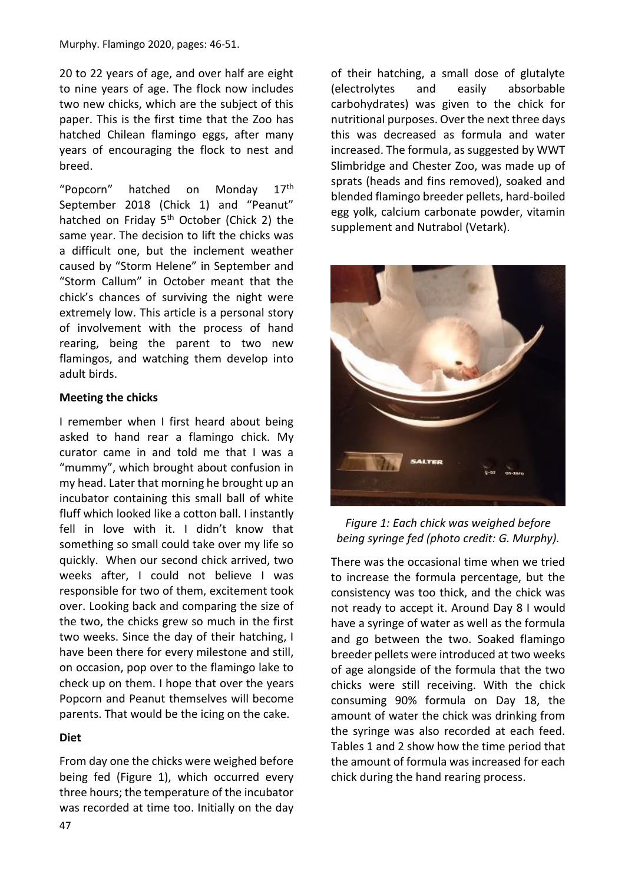20 to 22 years of age, and over half are eight to nine years of age. The flock now includes two new chicks, which are the subject of this paper. This is the first time that the Zoo has hatched Chilean flamingo eggs, after many years of encouraging the flock to nest and breed.

"Popcorn" hatched on Monday 17th September 2018 (Chick 1) and "Peanut" hatched on Friday 5th October (Chick 2) the same year. The decision to lift the chicks was a difficult one, but the inclement weather caused by "Storm Helene" in September and "Storm Callum" in October meant that the chick's chances of surviving the night were extremely low. This article is a personal story of involvement with the process of hand rearing, being the parent to two new flamingos, and watching them develop into adult birds.

**Meeting the chicks**

I remember when I first heard about being asked to hand rear a flamingo chick. My curator came in and told me that I was a "mummy", which brought about confusion in my head. Later that morning he brought up an incubator containing this small ball of white fluff which looked like a cotton ball. I instantly fell in love with it. I didn't know that something so small could take over my life so quickly. When our second chick arrived, two weeks after, I could not believe I was responsible for two of them, excitement took over. Looking back and comparing the size of the two, the chicks grew so much in the first two weeks. Since the day of their hatching, I have been there for every milestone and still, on occasion, pop over to the flamingo lake to check up on them. I hope that over the years Popcorn and Peanut themselves will become parents. That would be the icing on the cake.

**Diet**

From day one the chicks were weighed before being fed (Figure 1), which occurred every three hours; the temperature of the incubator was recorded at time too. Initially on the day of their hatching, a small dose of glutalyte (electrolytes and easily absorbable carbohydrates) was given to the chick for nutritional purposes. Over the next three days this was decreased as formula and water increased. The formula, as suggested by WWT Slimbridge and Chester Zoo, was made up of sprats (heads and fins removed), soaked and blended flamingo breeder pellets, hard-boiled egg yolk, calcium carbonate powder, vitamin supplement and Nutrabol (Vetark).

*Figure 1: Each chick was weighed before being syringe fed (photo credit: G. Murphy).*

There was the occasional time when we tried to increase the formula percentage, but the consistency was too thick, and the chick was not ready to accept it. Around Day 8 I would have a syringe of water as well as the formula and go between the two. Soaked flamingo breeder pellets were introduced at two weeks of age alongside of the formula that the two chicks were still receiving. With the chick consuming 90% formula on Day 18, the amount of water the chick was drinking from the syringe was also recorded at each feed. Tables 1 and 2 show how the time period that the amount of formula was increased for each chick during the hand rearing process.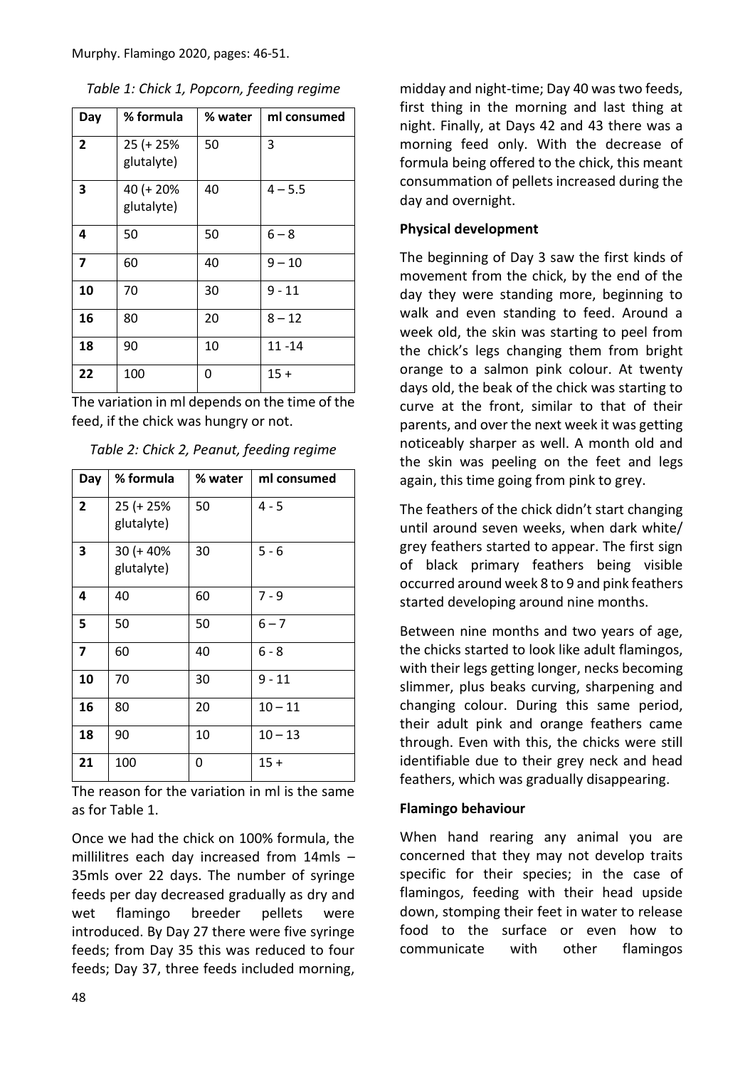*Table 1: Chick 1, Popcorn, feeding regime*

| Day | % formula | % water | ml consumed |
|---|---|---|---|
| 2 | 25 (+ 25% glutalyte) | 50 | 3 |
| 3 | 40 (+ 20% glutalyte) | 40 | 4 – 5.5 |
| 4 | 50 | 50 | 6 – 8 |
| 7 | 60 | 40 | 9 – 10 |
| 10 | 70 | 30 | 9 - 11 |
| 16 | 80 | 20 | 8 – 12 |
| 18 | 90 | 10 | 11 -14 |
| 22 | 100 | 0 | 15 + |

The variation in ml depends on the time of the feed, if the chick was hungry or not.

*Table 2: Chick 2, Peanut, feeding regime*

| Day | % formula | % water | ml consumed |
|---|---|---|---|
| 2 | 25 (+ 25% glutalyte) | 50 | 4 - 5 |
| 3 | 30 (+ 40% glutalyte) | 30 | 5 - 6 |
| 4 | 40 | 60 | 7 - 9 |
| 5 | 50 | 50 | 6 – 7 |
| 7 | 60 | 40 | 6 - 8 |
| 10 | 70 | 30 | 9 - 11 |
| 16 | 80 | 20 | 10 – 11 |
| 18 | 90 | 10 | 10 – 13 |
| 21 | 100 | 0 | 15 + |

The reason for the variation in ml is the same as for Table 1.

Once we had the chick on 100% formula, the millilitres each day increased from 14mls – 35mls over 22 days. The number of syringe feeds per day decreased gradually as dry and wet flamingo breeder pellets were introduced. By Day 27 there were five syringe feeds; from Day 35 this was reduced to four feeds; Day 37, three feeds included morning, midday and night-time; Day 40 was two feeds, first thing in the morning and last thing at night. Finally, at Days 42 and 43 there was a morning feed only. With the decrease of formula being offered to the chick, this meant consummation of pellets increased during the day and overnight.

**Physical development**

The beginning of Day 3 saw the first kinds of movement from the chick, by the end of the day they were standing more, beginning to walk and even standing to feed. Around a week old, the skin was starting to peel from the chick's legs changing them from bright orange to a salmon pink colour. At twenty days old, the beak of the chick was starting to curve at the front, similar to that of their parents, and over the next week it was getting noticeably sharper as well. A month old and the skin was peeling on the feet and legs again, this time going from pink to grey.

The feathers of the chick didn't start changing until around seven weeks, when dark white/ grey feathers started to appear. The first sign of black primary feathers being visible occurred around week 8 to 9 and pink feathers started developing around nine months.

Between nine months and two years of age, the chicks started to look like adult flamingos, with their legs getting longer, necks becoming slimmer, plus beaks curving, sharpening and changing colour. During this same period, their adult pink and orange feathers came through. Even with this, the chicks were still identifiable due to their grey neck and head feathers, which was gradually disappearing.

**Flamingo behaviour**

When hand rearing any animal you are concerned that they may not develop traits specific for their species; in the case of flamingos, feeding with their head upside down, stomping their feet in water to release food to the surface or even how to communicate with other flamingos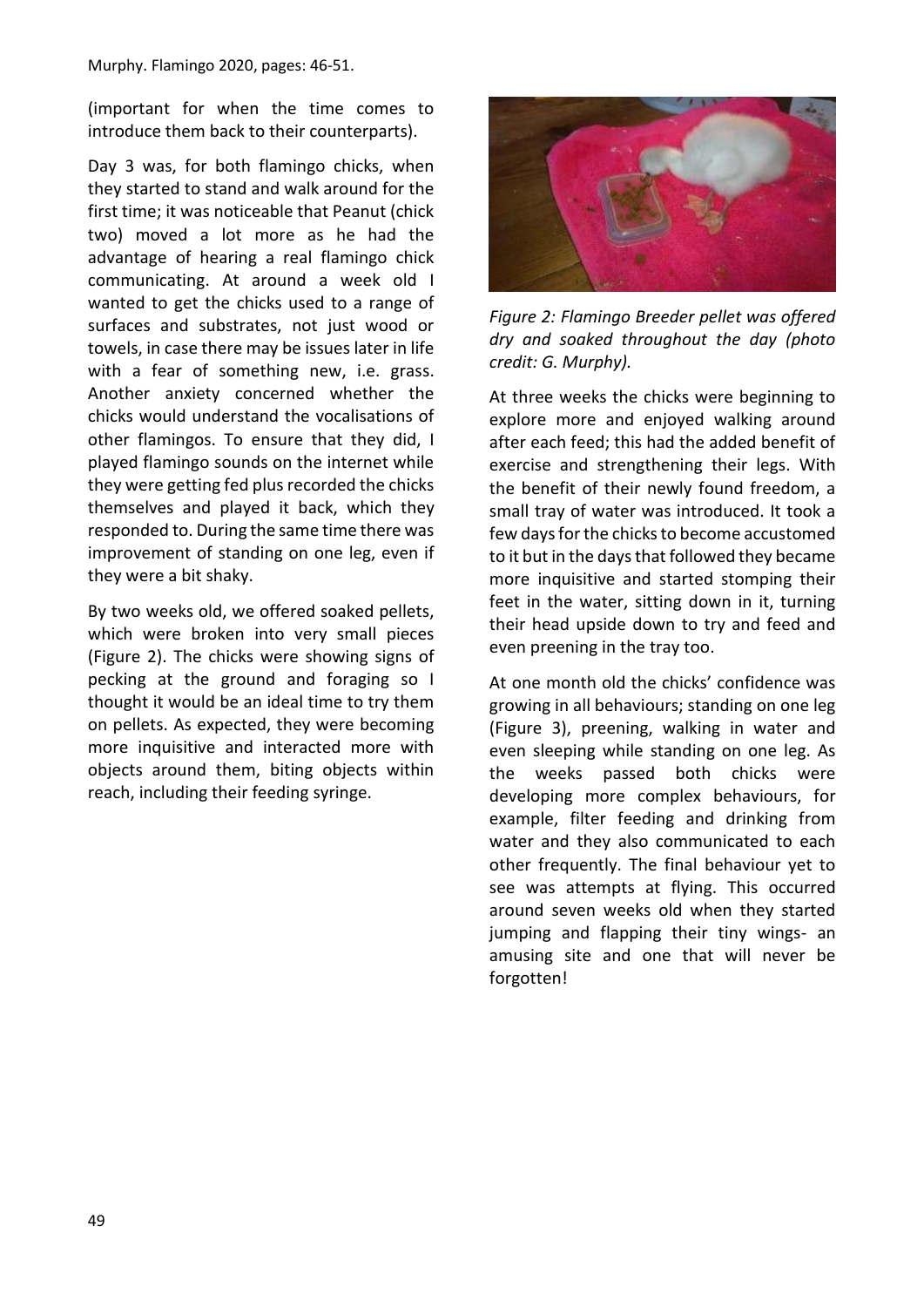(important for when the time comes to introduce them back to their counterparts).

Day 3 was, for both flamingo chicks, when they started to stand and walk around for the first time; it was noticeable that Peanut (chick two) moved a lot more as he had the advantage of hearing a real flamingo chick communicating. At around a week old I wanted to get the chicks used to a range of surfaces and substrates, not just wood or towels, in case there may be issues later in life with a fear of something new, i.e. grass. Another anxiety concerned whether the chicks would understand the vocalisations of other flamingos. To ensure that they did, I played flamingo sounds on the internet while they were getting fed plus recorded the chicks themselves and played it back, which they responded to. During the same time there was improvement of standing on one leg, even if they were a bit shaky.

By two weeks old, we offered soaked pellets, which were broken into very small pieces (Figure 2). The chicks were showing signs of pecking at the ground and foraging so I thought it would be an ideal time to try them on pellets. As expected, they were becoming more inquisitive and interacted more with objects around them, biting objects within reach, including their feeding syringe.

*Figure 2: Flamingo Breeder pellet was offered dry and soaked throughout the day (photo credit: G. Murphy).*

At three weeks the chicks were beginning to explore more and enjoyed walking around after each feed; this had the added benefit of exercise and strengthening their legs. With the benefit of their newly found freedom, a small tray of water was introduced. It took a few days for the chicks to become accustomed to it but in the days that followed they became more inquisitive and started stomping their feet in the water, sitting down in it, turning their head upside down to try and feed and even preening in the tray too.

At one month old the chicks' confidence was growing in all behaviours; standing on one leg (Figure 3), preening, walking in water and even sleeping while standing on one leg. As the weeks passed both chicks were developing more complex behaviours, for example, filter feeding and drinking from water and they also communicated to each other frequently. The final behaviour yet to see was attempts at flying. This occurred around seven weeks old when they started jumping and flapping their tiny wings- an amusing site and one that will never be forgotten!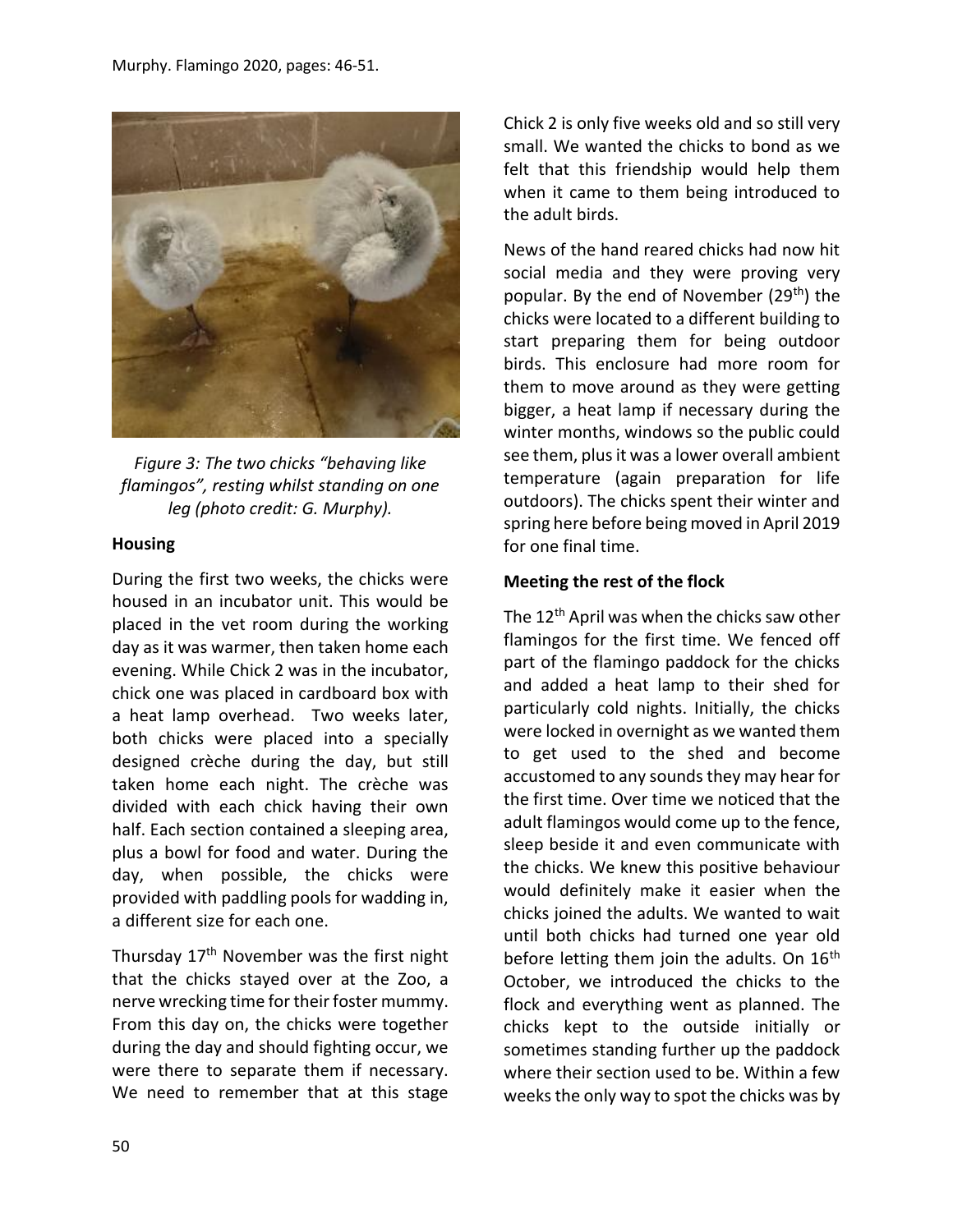*Figure 3: The two chicks "behaving like flamingos", resting whilst standing on one leg (photo credit: G. Murphy).*

**Housing**

During the first two weeks, the chicks were housed in an incubator unit. This would be placed in the vet room during the working day as it was warmer, then taken home each evening. While Chick 2 was in the incubator, chick one was placed in cardboard box with a heat lamp overhead. Two weeks later, both chicks were placed into a specially designed crèche during the day, but still taken home each night. The crèche was divided with each chick having their own half. Each section contained a sleeping area, plus a bowl for food and water. During the day, when possible, the chicks were provided with paddling pools for wadding in, a different size for each one.

Thursday 17th November was the first night that the chicks stayed over at the Zoo, a nerve wrecking time for their foster mummy. From this day on, the chicks were together during the day and should fighting occur, we were there to separate them if necessary. We need to remember that at this stage Chick 2 is only five weeks old and so still very small. We wanted the chicks to bond as we felt that this friendship would help them when it came to them being introduced to the adult birds.

News of the hand reared chicks had now hit social media and they were proving very popular. By the end of November (29th) the chicks were located to a different building to start preparing them for being outdoor birds. This enclosure had more room for them to move around as they were getting bigger, a heat lamp if necessary during the winter months, windows so the public could see them, plus it was a lower overall ambient temperature (again preparation for life outdoors). The chicks spent their winter and spring here before being moved in April 2019 for one final time.

**Meeting the rest of the flock**

The 12th April was when the chicks saw other flamingos for the first time. We fenced off part of the flamingo paddock for the chicks and added a heat lamp to their shed for particularly cold nights. Initially, the chicks were locked in overnight as we wanted them to get used to the shed and become accustomed to any sounds they may hear for the first time. Over time we noticed that the adult flamingos would come up to the fence, sleep beside it and even communicate with the chicks. We knew this positive behaviour would definitely make it easier when the chicks joined the adults. We wanted to wait until both chicks had turned one year old before letting them join the adults. On 16th October, we introduced the chicks to the flock and everything went as planned. The chicks kept to the outside initially or sometimes standing further up the paddock where their section used to be. Within a few weeks the only way to spot the chicks was by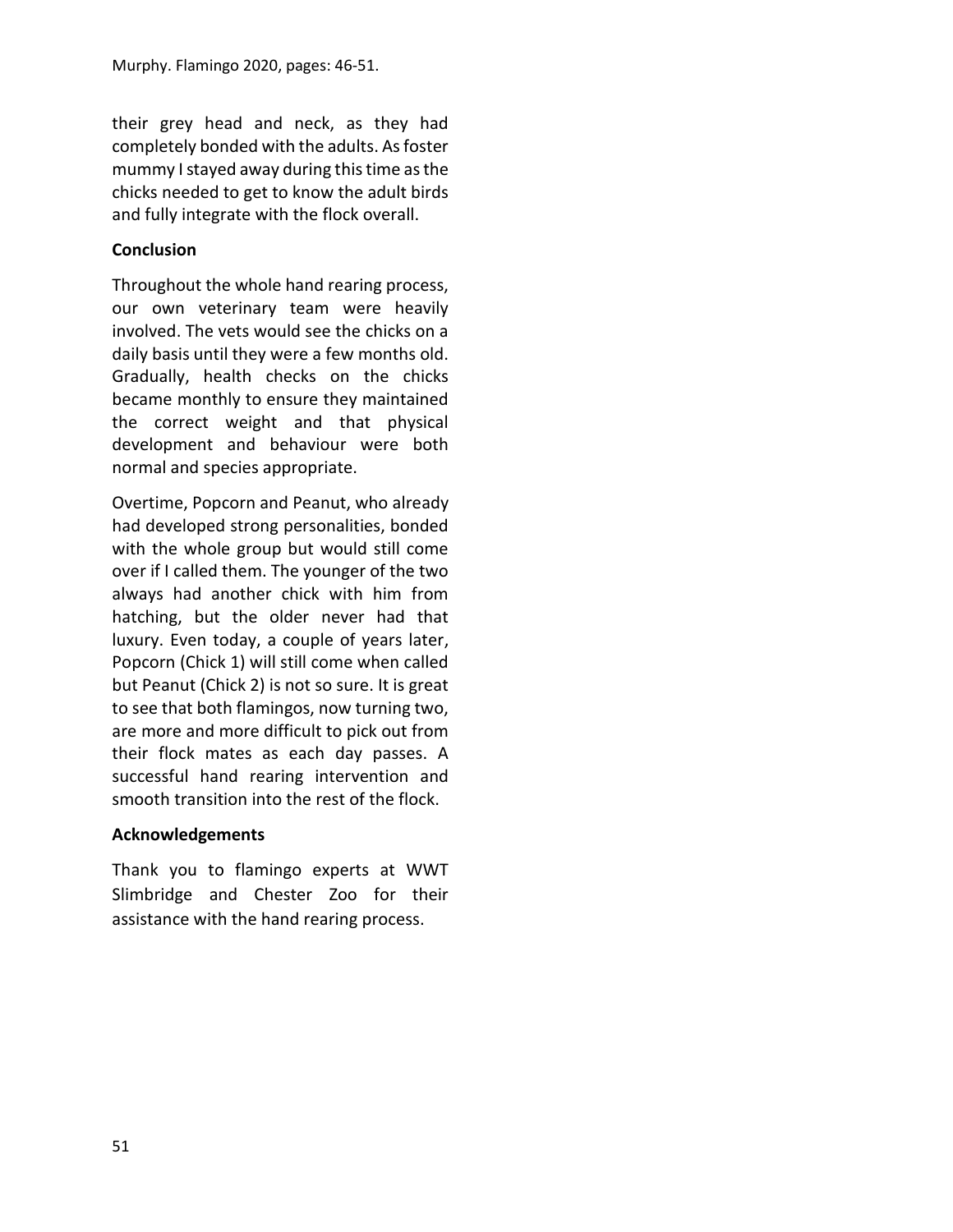their grey head and neck, as they had completely bonded with the adults. As foster mummy I stayed away during this time as the chicks needed to get to know the adult birds and fully integrate with the flock overall.

## Conclusion

Throughout the whole hand rearing process, our own veterinary team were heavily involved. The vets would see the chicks on a daily basis until they were a few months old. Gradually, health checks on the chicks became monthly to ensure they maintained the correct weight and that physical development and behaviour were both normal and species appropriate.

Overtime, Popcorn and Peanut, who already had developed strong personalities, bonded with the whole group but would still come over if I called them. The younger of the two always had another chick with him from hatching, but the older never had that luxury. Even today, a couple of years later, Popcorn (Chick 1) will still come when called but Peanut (Chick 2) is not so sure. It is great to see that both flamingos, now turning two, are more and more difficult to pick out from their flock mates as each day passes. A successful hand rearing intervention and smooth transition into the rest of the flock.

## Acknowledgements

Thank you to flamingo experts at WWT Slimbridge and Chester Zoo for their assistance with the hand rearing process.